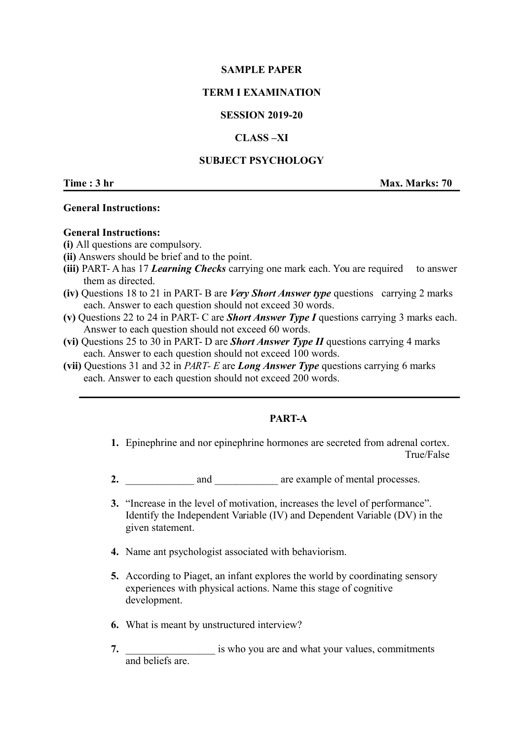**SAMPLE PAPER**

**TERM I EXAMINATION**

**SESSION 2019-20**

**CLASS –XI**

**SUBJECT PSYCHOLOGY**

**Time : 3 hr** **Max. Marks: 70**

**General Instructions:**

**General Instructions:**

**(i)** All questions are compulsory.
**(ii)** Answers should be brief and to the point.
**(iii)** PART- A has 17 ***Learning Checks*** carrying one mark each. You are required to answer them as directed.
**(iv)** Questions 18 to 21 in PART- B are ***Very Short Answer type*** questions carrying 2 marks each. Answer to each question should not exceed 30 words.
**(v)** Questions 22 to 24 in PART- C are ***Short Answer Type I*** questions carrying 3 marks each. Answer to each question should not exceed 60 words.
**(vi)** Questions 25 to 30 in PART- D are ***Short Answer Type II*** questions carrying 4 marks each. Answer to each question should not exceed 100 words.
**(vii)** Questions 31 and 32 in *PART- E* are ***Long Answer Type*** questions carrying 6 marks each. Answer to each question should not exceed 200 words.

---

**PART-A**

**1.** Epinephrine and nor epinephrine hormones are secreted from adrenal cortex. True/False

**2.** _____________ and ____________ are example of mental processes.

**3.** "Increase in the level of motivation, increases the level of performance". Identify the Independent Variable (IV) and Dependent Variable (DV) in the given statement.

**4.** Name ant psychologist associated with behaviorism.

**5.** According to Piaget, an infant explores the world by coordinating sensory experiences with physical actions. Name this stage of cognitive development.

**6.** What is meant by unstructured interview?

**7.** _________________ is who you are and what your values, commitments and beliefs are.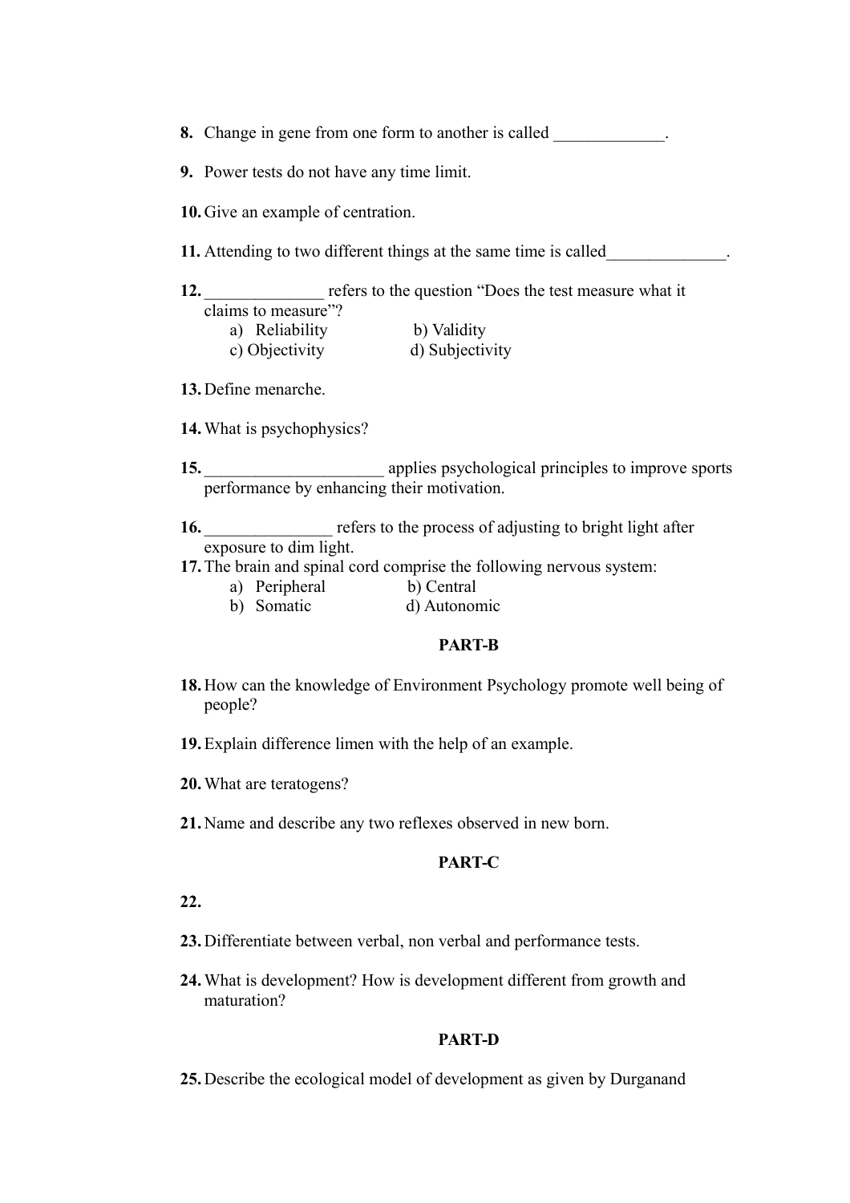8. Change in gene from one form to another is called _____________.

9. Power tests do not have any time limit.

10. Give an example of centration.

11. Attending to two different things at the same time is called______________.

12. ______________ refers to the question "Does the test measure what it claims to measure"?
    a) Reliability b) Validity
    c) Objectivity d) Subjectivity

13. Define menarche.

14. What is psychophysics?

15. _____________________ applies psychological principles to improve sports performance by enhancing their motivation.

16. _______________ refers to the process of adjusting to bright light after exposure to dim light.

17. The brain and spinal cord comprise the following nervous system:
    a) Peripheral b) Central
    b) Somatic d) Autonomic

**PART-B**

18. How can the knowledge of Environment Psychology promote well being of people?

19. Explain difference limen with the help of an example.

20. What are teratogens?

21. Name and describe any two reflexes observed in new born.

**PART-C**

22.

23. Differentiate between verbal, non verbal and performance tests.

24. What is development? How is development different from growth and maturation?

**PART-D**

25. Describe the ecological model of development as given by Durganand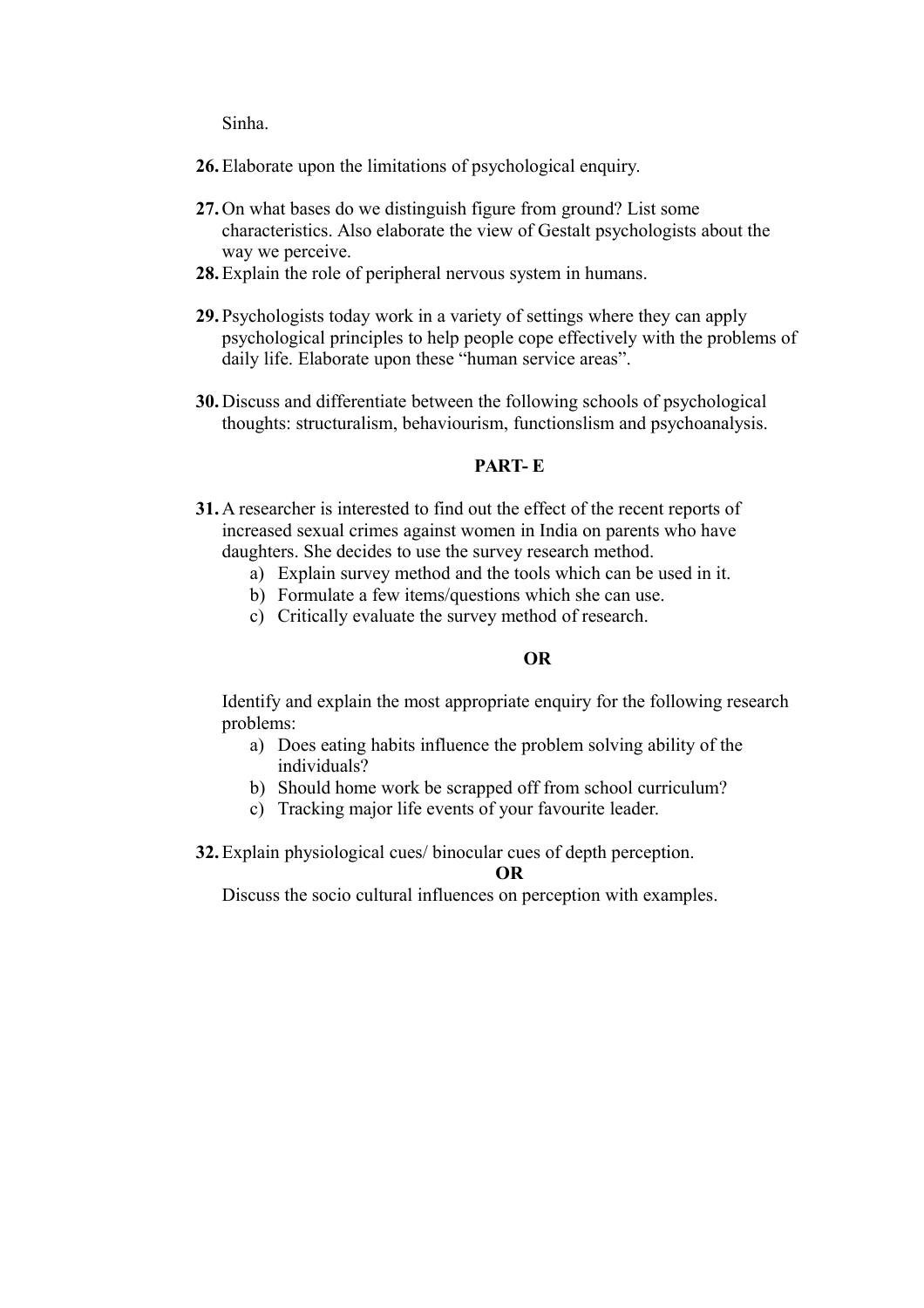Sinha.

**26.** Elaborate upon the limitations of psychological enquiry.

**27.** On what bases do we distinguish figure from ground? List some characteristics. Also elaborate the view of Gestalt psychologists about the way we perceive.

**28.** Explain the role of peripheral nervous system in humans.

**29.** Psychologists today work in a variety of settings where they can apply psychological principles to help people cope effectively with the problems of daily life. Elaborate upon these "human service areas".

**30.** Discuss and differentiate between the following schools of psychological thoughts: structuralism, behaviourism, functionslism and psychoanalysis.

**PART- E**

**31.** A researcher is interested to find out the effect of the recent reports of increased sexual crimes against women in India on parents who have daughters. She decides to use the survey research method.

a) Explain survey method and the tools which can be used in it.
b) Formulate a few items/questions which she can use.
c) Critically evaluate the survey method of research.

**OR**

Identify and explain the most appropriate enquiry for the following research problems:

a) Does eating habits influence the problem solving ability of the individuals?
b) Should home work be scrapped off from school curriculum?
c) Tracking major life events of your favourite leader.

**32.** Explain physiological cues/ binocular cues of depth perception.

**OR**

Discuss the socio cultural influences on perception with examples.